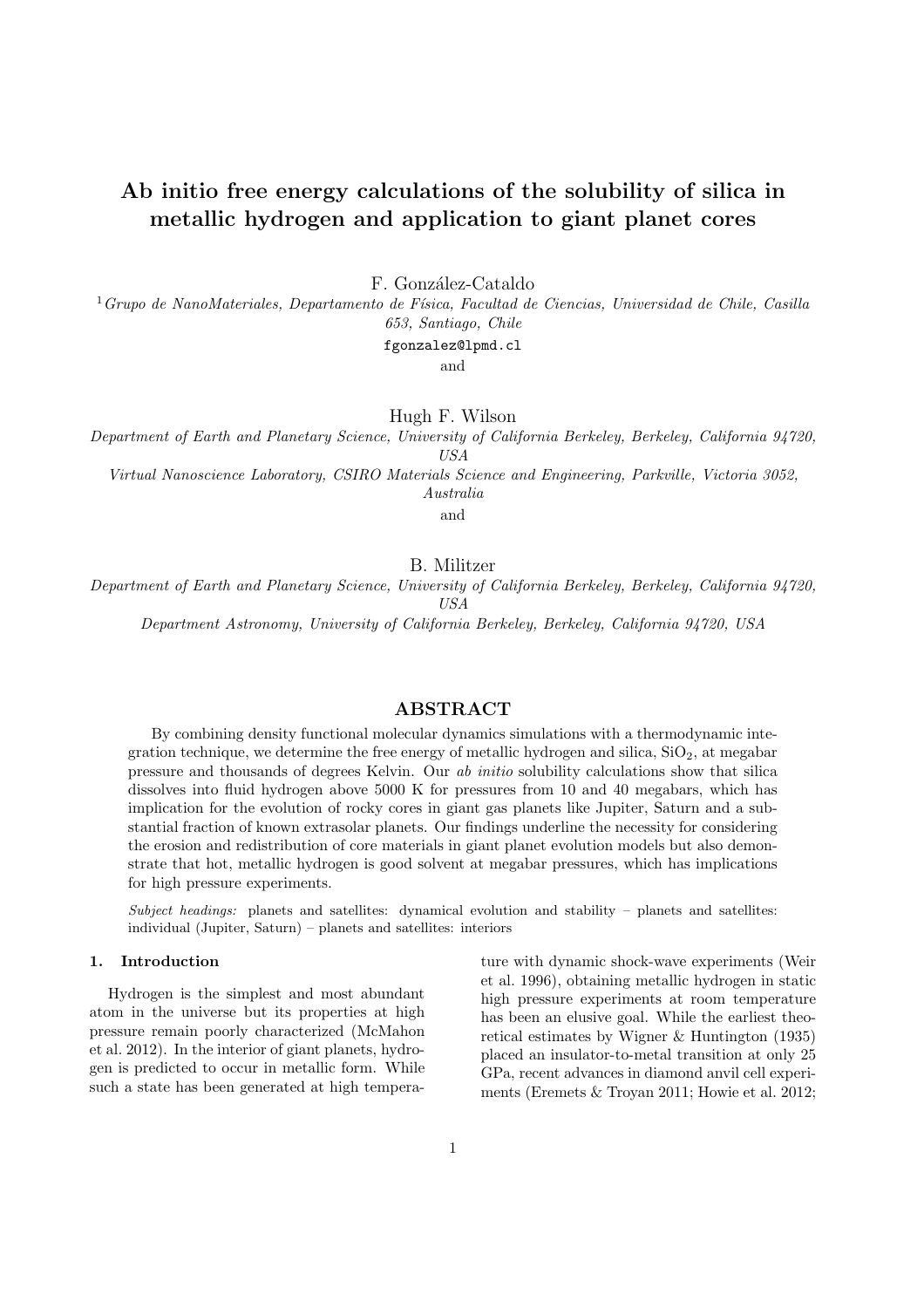# Ab initio free energy calculations of the solubility of silica in metallic hydrogen and application to giant planet cores

F. González-Cataldo

[1] *Grupo de NanoMateriales, Departamento de Física, Facultad de Ciencias, Universidad de Chile, Casilla 653, Santiago, Chile*

fgonzalez@lpmd.cl

and

Hugh F. Wilson

*Department of Earth and Planetary Science, University of California Berkeley, Berkeley, California 94720, USA*

*Virtual Nanoscience Laboratory, CSIRO Materials Science and Engineering, Parkville, Victoria 3052, Australia*

and

B. Militzer

*Department of Earth and Planetary Science, University of California Berkeley, Berkeley, California 94720, USA*

*Department Astronomy, University of California Berkeley, Berkeley, California 94720, USA*

## ABSTRACT

By combining density functional molecular dynamics simulations with a thermodynamic integration technique, we determine the free energy of metallic hydrogen and silica, $SiO_2$, at megabar pressure and thousands of degrees Kelvin. Our *ab initio* solubility calculations show that silica dissolves into fluid hydrogen above 5000 K for pressures from 10 and 40 megabars, which has implication for the evolution of rocky cores in giant gas planets like Jupiter, Saturn and a substantial fraction of known extrasolar planets. Our findings underline the necessity for considering the erosion and redistribution of core materials in giant planet evolution models but also demonstrate that hot, metallic hydrogen is good solvent at megabar pressures, which has implications for high pressure experiments.

*Subject headings:* planets and satellites: dynamical evolution and stability – planets and satellites: individual (Jupiter, Saturn) – planets and satellites: interiors

### 1. Introduction

Hydrogen is the simplest and most abundant atom in the universe but its properties at high pressure remain poorly characterized (McMahon et al. 2012). In the interior of giant planets, hydrogen is predicted to occur in metallic form. While such a state has been generated at high temperature with dynamic shock-wave experiments (Weir et al. 1996), obtaining metallic hydrogen in static high pressure experiments at room temperature has been an elusive goal. While the earliest theoretical estimates by Wigner & Huntington (1935) placed an insulator-to-metal transition at only 25 GPa, recent advances in diamond anvil cell experiments (Eremets & Troyan 2011; Howie et al. 2012;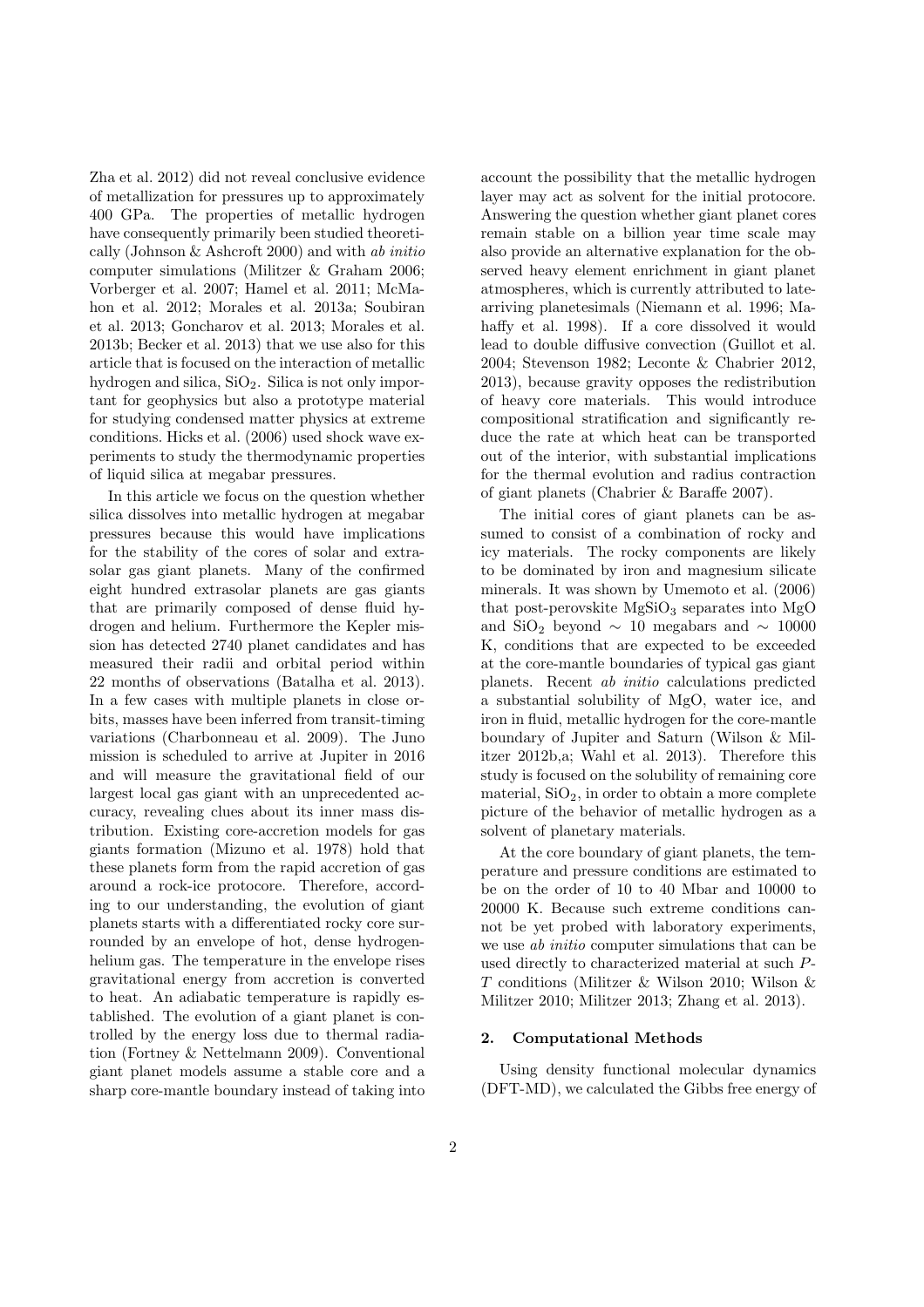Zha et al. 2012) did not reveal conclusive evidence of metallization for pressures up to approximately 400 GPa. The properties of metallic hydrogen have consequently primarily been studied theoretically (Johnson & Ashcroft 2000) and with *ab initio* computer simulations (Militzer & Graham 2006; Vorberger et al. 2007; Hamel et al. 2011; McMahon et al. 2012; Morales et al. 2013a; Soubiran et al. 2013; Goncharov et al. 2013; Morales et al. 2013b; Becker et al. 2013) that we use also for this article that is focused on the interaction of metallic hydrogen and silica, $SiO_2$. Silica is not only important for geophysics but also a prototype material for studying condensed matter physics at extreme conditions. Hicks et al. (2006) used shock wave experiments to study the thermodynamic properties of liquid silica at megabar pressures.

In this article we focus on the question whether silica dissolves into metallic hydrogen at megabar pressures because this would have implications for the stability of the cores of solar and extrasolar gas giant planets. Many of the confirmed eight hundred extrasolar planets are gas giants that are primarily composed of dense fluid hydrogen and helium. Furthermore the Kepler mission has detected 2740 planet candidates and has measured their radii and orbital period within 22 months of observations (Batalha et al. 2013). In a few cases with multiple planets in close orbits, masses have been inferred from transit-timing variations (Charbonneau et al. 2009). The Juno mission is scheduled to arrive at Jupiter in 2016 and will measure the gravitational field of our largest local gas giant with an unprecedented accuracy, revealing clues about its inner mass distribution. Existing core-accretion models for gas giants formation (Mizuno et al. 1978) hold that these planets form from the rapid accretion of gas around a rock-ice protocore. Therefore, according to our understanding, the evolution of giant planets starts with a differentiated rocky core surrounded by an envelope of hot, dense hydrogen-helium gas. The temperature in the envelope rises gravitational energy from accretion is converted to heat. An adiabatic temperature is rapidly established. The evolution of a giant planet is controlled by the energy loss due to thermal radiation (Fortney & Nettelmann 2009). Conventional giant planet models assume a stable core and a sharp core-mantle boundary instead of taking into account the possibility that the metallic hydrogen layer may act as solvent for the initial protocore. Answering the question whether giant planet cores remain stable on a billion year time scale may also provide an alternative explanation for the observed heavy element enrichment in giant planet atmospheres, which is currently attributed to late-arriving planetesimals (Niemann et al. 1996; Mahaffy et al. 1998). If a core dissolved it would lead to double diffusive convection (Guillot et al. 2004; Stevenson 1982; Leconte & Chabrier 2012, 2013), because gravity opposes the redistribution of heavy core materials. This would introduce compositional stratification and significantly reduce the rate at which heat can be transported out of the interior, with substantial implications for the thermal evolution and radius contraction of giant planets (Chabrier & Baraffe 2007).

The initial cores of giant planets can be assumed to consist of a combination of rocky and icy materials. The rocky components are likely to be dominated by iron and magnesium silicate minerals. It was shown by Umemoto et al. (2006) that post-perovskite $MgSiO_3$ separates into MgO and $SiO_2$ beyond $\sim$ 10 megabars and $\sim$ 10000 K, conditions that are expected to be exceeded at the core-mantle boundaries of typical gas giant planets. Recent *ab initio* calculations predicted a substantial solubility of MgO, water ice, and iron in fluid, metallic hydrogen for the core-mantle boundary of Jupiter and Saturn (Wilson & Militzer 2012b,a; Wahl et al. 2013). Therefore this study is focused on the solubility of remaining core material, $SiO_2$, in order to obtain a more complete picture of the behavior of metallic hydrogen as a solvent of planetary materials.

At the core boundary of giant planets, the temperature and pressure conditions are estimated to be on the order of 10 to 40 Mbar and 10000 to 20000 K. Because such extreme conditions cannot be yet probed with laboratory experiments, we use *ab initio* computer simulations that can be used directly to characterized material at such $P$-$T$ conditions (Militzer & Wilson 2010; Wilson & Militzer 2010; Militzer 2013; Zhang et al. 2013).

## 2. Computational Methods

Using density functional molecular dynamics (DFT-MD), we calculated the Gibbs free energy of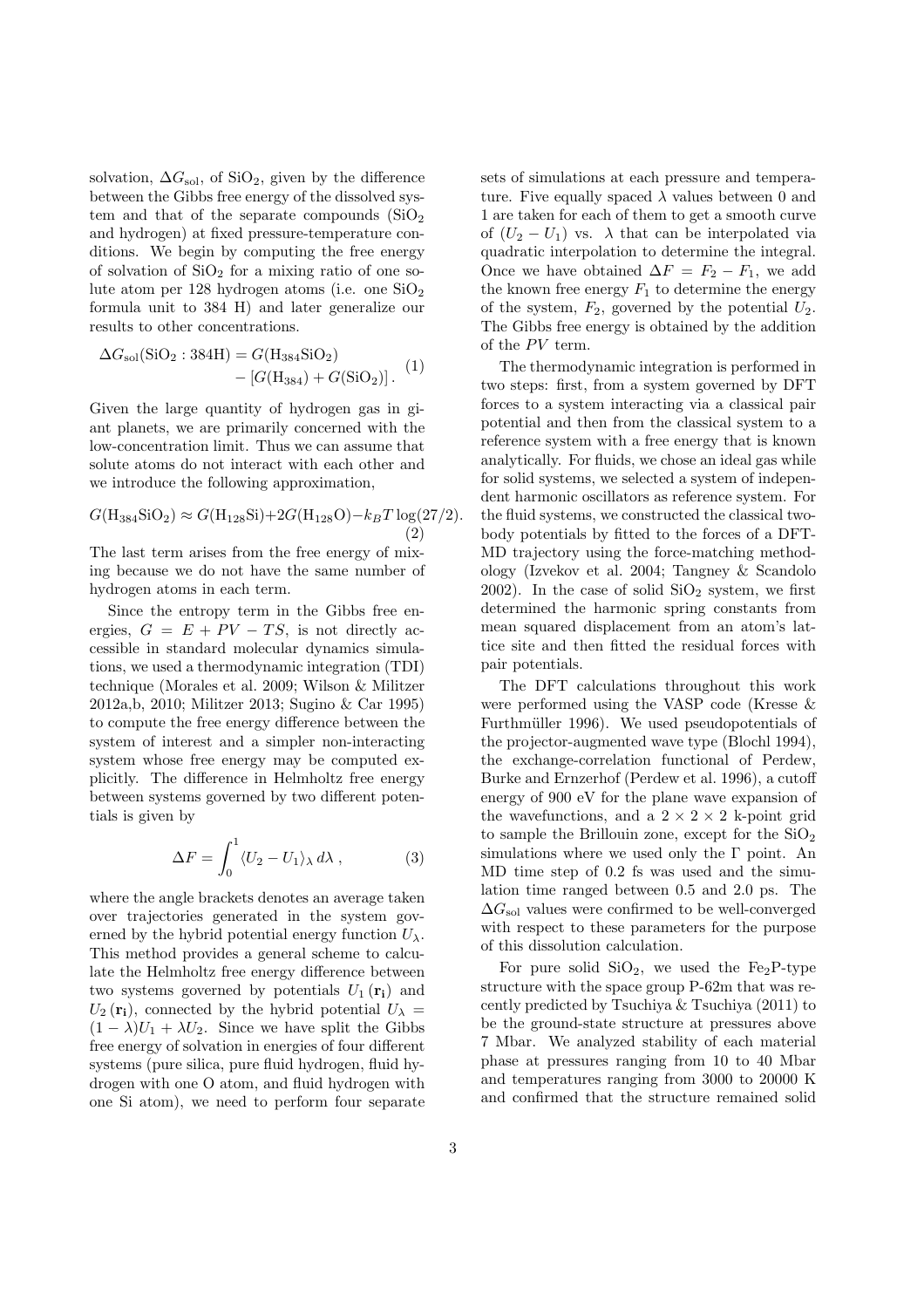solvation, $\Delta G_{\rm sol}$, of $SiO_2$, given by the difference between the Gibbs free energy of the dissolved system and that of the separate compounds ($SiO_2$ and hydrogen) at fixed pressure-temperature conditions. We begin by computing the free energy of solvation of $SiO_2$ for a mixing ratio of one solute atom per 128 hydrogen atoms (i.e. one $SiO_2$ formula unit to 384 H) and later generalize our results to other concentrations.

$$\Delta G_{\rm sol}({\rm SiO_2 : 384H}) = G({\rm H_{384}SiO_2}) - \left[G({\rm H_{384}}) + G({\rm SiO_2})\right]. \quad (1)$$

Given the large quantity of hydrogen gas in giant planets, we are primarily concerned with the low-concentration limit. Thus we can assume that solute atoms do not interact with each other and we introduce the following approximation,

$$G({\rm H_{384}SiO_2}) \approx G({\rm H_{128}Si}) + 2G({\rm H_{128}O}) - k_B T \log(27/2). \quad (2)$$

The last term arises from the free energy of mixing because we do not have the same number of hydrogen atoms in each term.

Since the entropy term in the Gibbs free energies, $G = E + PV - TS$, is not directly accessible in standard molecular dynamics simulations, we used a thermodynamic integration (TDI) technique (Morales et al. 2009; Wilson & Militzer 2012a,b, 2010; Militzer 2013; Sugino & Car 1995) to compute the free energy difference between the system of interest and a simpler non-interacting system whose free energy may be computed explicitly. The difference in Helmholtz free energy between systems governed by two different potentials is given by

$$\Delta F = \int_0^1 \langle U_2 - U_1 \rangle_\lambda \, d\lambda \, , \quad (3)$$

where the angle brackets denotes an average taken over trajectories generated in the system governed by the hybrid potential energy function $U_\lambda$. This method provides a general scheme to calculate the Helmholtz free energy difference between two systems governed by potentials $U_1(\mathbf{r_i})$ and $U_2(\mathbf{r_i})$, connected by the hybrid potential $U_\lambda = (1-\lambda)U_1 + \lambda U_2$. Since we have split the Gibbs free energy of solvation in energies of four different systems (pure silica, pure fluid hydrogen, fluid hydrogen with one O atom, and fluid hydrogen with one Si atom), we need to perform four separate sets of simulations at each pressure and temperature. Five equally spaced $\lambda$ values between 0 and 1 are taken for each of them to get a smooth curve of $(U_2 - U_1)$ vs. $\lambda$ that can be interpolated via quadratic interpolation to determine the integral. Once we have obtained $\Delta F = F_2 - F_1$, we add the known free energy $F_1$ to determine the energy of the system, $F_2$, governed by the potential $U_2$. The Gibbs free energy is obtained by the addition of the $PV$ term.

The thermodynamic integration is performed in two steps: first, from a system governed by DFT forces to a system interacting via a classical pair potential and then from the classical system to a reference system with a free energy that is known analytically. For fluids, we chose an ideal gas while for solid systems, we selected a system of independent harmonic oscillators as reference system. For the fluid systems, we constructed the classical two-body potentials by fitted to the forces of a DFT-MD trajectory using the force-matching methodology (Izvekov et al. 2004; Tangney & Scandolo 2002). In the case of solid $SiO_2$ system, we first determined the harmonic spring constants from mean squared displacement from an atom's lattice site and then fitted the residual forces with pair potentials.

The DFT calculations throughout this work were performed using the VASP code (Kresse & Furthmüller 1996). We used pseudopotentials of the projector-augmented wave type (Blochl 1994), the exchange-correlation functional of Perdew, Burke and Ernzerhof (Perdew et al. 1996), a cutoff energy of 900 eV for the plane wave expansion of the wavefunctions, and a $2 \times 2 \times 2$ k-point grid to sample the Brillouin zone, except for the $SiO_2$ simulations where we used only the $\Gamma$ point. An MD time step of 0.2 fs was used and the simulation time ranged between 0.5 and 2.0 ps. The $\Delta G_{\rm sol}$ values were confirmed to be well-converged with respect to these parameters for the purpose of this dissolution calculation.

For pure solid $SiO_2$, we used the $Fe_2P$-type structure with the space group P-62m that was recently predicted by Tsuchiya & Tsuchiya (2011) to be the ground-state structure at pressures above 7 Mbar. We analyzed stability of each material phase at pressures ranging from 10 to 40 Mbar and temperatures ranging from 3000 to 20000 K and confirmed that the structure remained solid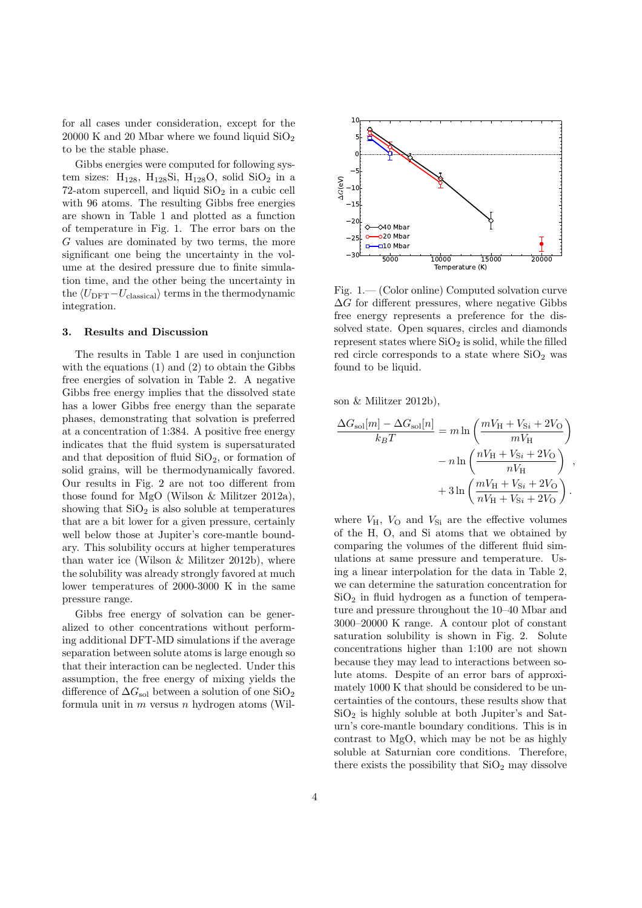for all cases under consideration, except for the 20000 K and 20 Mbar where we found liquid $SiO_2$ to be the stable phase.

Gibbs energies were computed for following system sizes: $H_{128}$, $H_{128}Si$, $H_{128}O$, solid $SiO_2$ in a 72-atom supercell, and liquid $SiO_2$ in a cubic cell with 96 atoms. The resulting Gibbs free energies are shown in Table 1 and plotted as a function of temperature in Fig. 1. The error bars on the $G$ values are dominated by two terms, the more significant one being the uncertainty in the volume at the desired pressure due to finite simulation time, and the other being the uncertainty in the $\langle U_{\mathrm{DFT}} - U_{\mathrm{classical}} \rangle$ terms in the thermodynamic integration.

## 3. Results and Discussion

The results in Table 1 are used in conjunction with the equations (1) and (2) to obtain the Gibbs free energies of solvation in Table 2. A negative Gibbs free energy implies that the dissolved state has a lower Gibbs free energy than the separate phases, demonstrating that solvation is preferred at a concentration of 1:384. A positive free energy indicates that the fluid system is supersaturated and that deposition of fluid $SiO_2$, or formation of solid grains, will be thermodynamically favored. Our results in Fig. 2 are not too different from those found for MgO (Wilson & Militzer 2012a), showing that $SiO_2$ is also soluble at temperatures that are a bit lower for a given pressure, certainly well below those at Jupiter's core-mantle boundary. This solubility occurs at higher temperatures than water ice (Wilson & Militzer 2012b), where the solubility was already strongly favored at much lower temperatures of 2000-3000 K in the same pressure range.

Gibbs free energy of solvation can be generalized to other concentrations without performing additional DFT-MD simulations if the average separation between solute atoms is large enough so that their interaction can be neglected. Under this assumption, the free energy of mixing yields the difference of $\Delta G_{\mathrm{sol}}$ between a solution of one $SiO_2$ formula unit in $m$ versus $n$ hydrogen atoms (Wilson & Militzer 2012b),

$$\frac{\Delta G_{\mathrm{sol}}[m] - \Delta G_{\mathrm{sol}}[n]}{k_B T} = m \ln \left( \frac{m V_{\mathrm{H}} + V_{\mathrm{Si}} + 2V_{\mathrm{O}}}{m V_{\mathrm{H}}} \right) - n \ln \left( \frac{n V_{\mathrm{H}} + V_{\mathrm{Si}} + 2V_{\mathrm{O}}}{n V_{\mathrm{H}}} \right) + 3 \ln \left( \frac{m V_{\mathrm{H}} + V_{\mathrm{Si}} + 2V_{\mathrm{O}}}{n V_{\mathrm{H}} + V_{\mathrm{Si}} + 2V_{\mathrm{O}}} \right),$$

where $V_{\mathrm{H}}$, $V_{\mathrm{O}}$ and $V_{\mathrm{Si}}$ are the effective volumes of the H, O, and Si atoms that we obtained by comparing the volumes of the different fluid simulations at same pressure and temperature. Using a linear interpolation for the data in Table 2, we can determine the saturation concentration for $SiO_2$ in fluid hydrogen as a function of temperature and pressure throughout the 10–40 Mbar and 3000–20000 K range. A contour plot of constant saturation solubility is shown in Fig. 2. Solute concentrations higher than 1:100 are not shown because they may lead to interactions between solute atoms. Despite of an error bars of approximately 1000 K that should be considered to be uncertainties of the contours, these results show that $SiO_2$ is highly soluble at both Jupiter's and Saturn's core-mantle boundary conditions. This is in contrast to MgO, which may be not be as highly soluble at Saturnian core conditions. Therefore, there exists the possibility that $SiO_2$ may dissolve

Fig. 1.— (Color online) Computed solvation curve $\Delta G$ for different pressures, where negative Gibbs free energy represents a preference for the dissolved state. Open squares, circles and diamonds represent states where $SiO_2$ is solid, while the filled red circle corresponds to a state where $SiO_2$ was found to be liquid.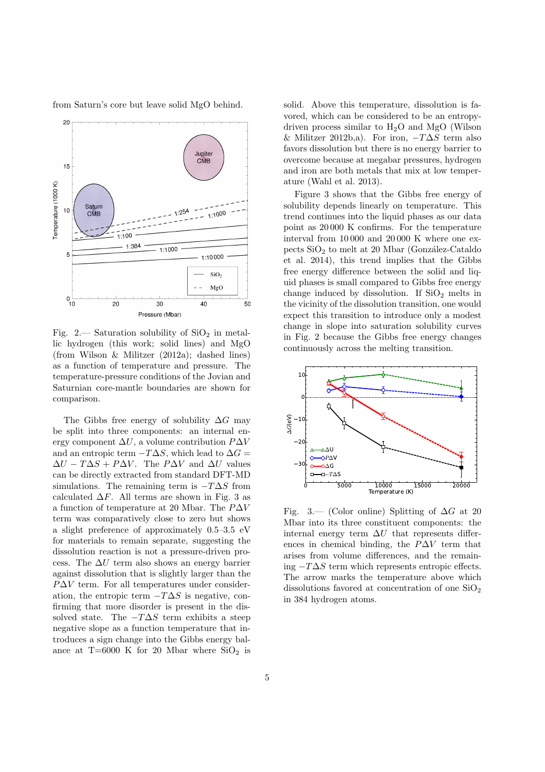from Saturn's core but leave solid MgO behind.

Fig. 2.— Saturation solubility of $SiO_2$ in metallic hydrogen (this work; solid lines) and MgO (from Wilson & Militzer (2012a); dashed lines) as a function of temperature and pressure. The temperature-pressure conditions of the Jovian and Saturnian core-mantle boundaries are shown for comparison.

The Gibbs free energy of solubility $\Delta G$ may be split into three components: an internal energy component $\Delta U$, a volume contribution $P\Delta V$ and an entropic term $-T\Delta S$, which lead to $\Delta G = \Delta U - T\Delta S + P\Delta V$. The $P\Delta V$ and $\Delta U$ values can be directly extracted from standard DFT-MD simulations. The remaining term is $-T\Delta S$ from calculated $\Delta F$. All terms are shown in Fig. 3 as a function of temperature at 20 Mbar. The $P\Delta V$ term was comparatively close to zero but shows a slight preference of approximately 0.5–3.5 eV for materials to remain separate, suggesting the dissolution reaction is not a pressure-driven process. The $\Delta U$ term also shows an energy barrier against dissolution that is slightly larger than the $P\Delta V$ term. For all temperatures under consideration, the entropic term $-T\Delta S$ is negative, confirming that more disorder is present in the dissolved state. The $-T\Delta S$ term exhibits a steep negative slope as a function temperature that introduces a sign change into the Gibbs energy balance at T=6000 K for 20 Mbar where $SiO_2$ is solid. Above this temperature, dissolution is favored, which can be considered to be an entropy-driven process similar to $H_2O$ and MgO (Wilson & Militzer 2012b,a). For iron, $-T\Delta S$ term also favors dissolution but there is no energy barrier to overcome because at megabar pressures, hydrogen and iron are both metals that mix at low temperature (Wahl et al. 2013).

Figure 3 shows that the Gibbs free energy of solubility depends linearly on temperature. This trend continues into the liquid phases as our data point as 20 000 K confirms. For the temperature interval from 10 000 and 20 000 K where one expects $SiO_2$ to melt at 20 Mbar (González-Cataldo et al. 2014), this trend implies that the Gibbs free energy difference between the solid and liquid phases is small compared to Gibbs free energy change induced by dissolution. If $SiO_2$ melts in the vicinity of the dissolution transition, one would expect this transition to introduce only a modest change in slope into saturation solubility curves in Fig. 2 because the Gibbs free energy changes continuously across the melting transition.

Fig. 3.— (Color online) Splitting of $\Delta G$ at 20 Mbar into its three constituent components: the internal energy term $\Delta U$ that represents differences in chemical binding, the $P\Delta V$ term that arises from volume differences, and the remaining $-T\Delta S$ term which represents entropic effects. The arrow marks the temperature above which dissolutions favored at concentration of one $SiO_2$ in 384 hydrogen atoms.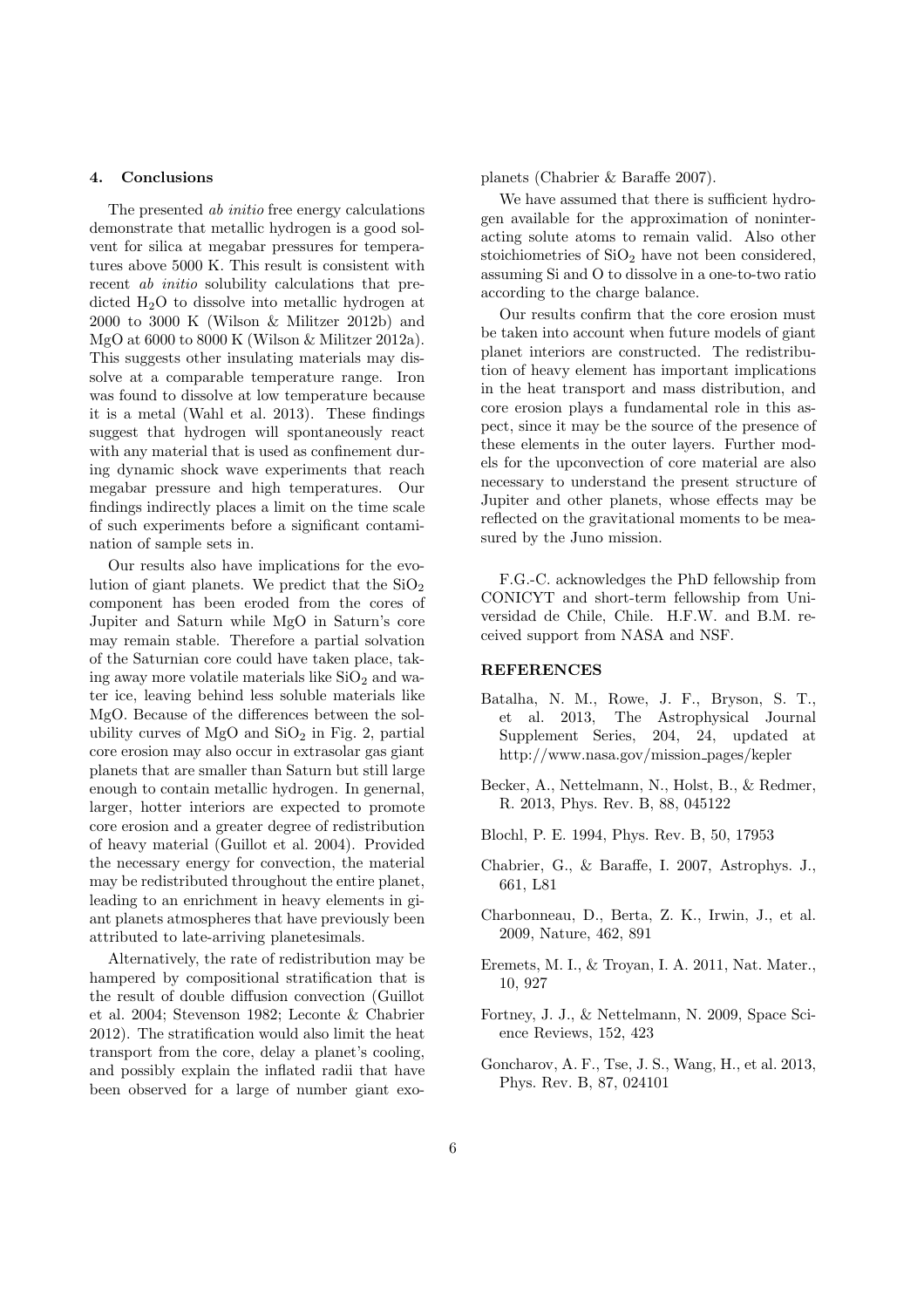## 4. Conclusions

The presented *ab initio* free energy calculations demonstrate that metallic hydrogen is a good solvent for silica at megabar pressures for temperatures above 5000 K. This result is consistent with recent *ab initio* solubility calculations that predicted $H_2O$ to dissolve into metallic hydrogen at 2000 to 3000 K (Wilson & Militzer 2012b) and MgO at 6000 to 8000 K (Wilson & Militzer 2012a). This suggests other insulating materials may dissolve at a comparable temperature range. Iron was found to dissolve at low temperature because it is a metal (Wahl et al. 2013). These findings suggest that hydrogen will spontaneously react with any material that is used as confinement during dynamic shock wave experiments that reach megabar pressure and high temperatures. Our findings indirectly places a limit on the time scale of such experiments before a significant contamination of sample sets in.

Our results also have implications for the evolution of giant planets. We predict that the $SiO_2$ component has been eroded from the cores of Jupiter and Saturn while MgO in Saturn's core may remain stable. Therefore a partial solvation of the Saturnian core could have taken place, taking away more volatile materials like $SiO_2$ and water ice, leaving behind less soluble materials like MgO. Because of the differences between the solubility curves of MgO and $SiO_2$ in Fig. 2, partial core erosion may also occur in extrasolar gas giant planets that are smaller than Saturn but still large enough to contain metallic hydrogen. In genernal, larger, hotter interiors are expected to promote core erosion and a greater degree of redistribution of heavy material (Guillot et al. 2004). Provided the necessary energy for convection, the material may be redistributed throughout the entire planet, leading to an enrichment in heavy elements in giant planets atmospheres that have previously been attributed to late-arriving planetesimals.

Alternatively, the rate of redistribution may be hampered by compositional stratification that is the result of double diffusion convection (Guillot et al. 2004; Stevenson 1982; Leconte & Chabrier 2012). The stratification would also limit the heat transport from the core, delay a planet's cooling, and possibly explain the inflated radii that have been observed for a large of number giant exoplanets (Chabrier & Baraffe 2007).

We have assumed that there is sufficient hydrogen available for the approximation of noninteracting solute atoms to remain valid. Also other stoichiometries of $SiO_2$ have not been considered, assuming Si and O to dissolve in a one-to-two ratio according to the charge balance.

Our results confirm that the core erosion must be taken into account when future models of giant planet interiors are constructed. The redistribution of heavy element has important implications in the heat transport and mass distribution, and core erosion plays a fundamental role in this aspect, since it may be the source of the presence of these elements in the outer layers. Further models for the upconvection of core material are also necessary to understand the present structure of Jupiter and other planets, whose effects may be reflected on the gravitational moments to be measured by the Juno mission.

F.G.-C. acknowledges the PhD fellowship from CONICYT and short-term fellowship from Universidad de Chile, Chile. H.F.W. and B.M. received support from NASA and NSF.

## REFERENCES

Batalha, N. M., Rowe, J. F., Bryson, S. T., et al. 2013, The Astrophysical Journal Supplement Series, 204, 24, updated at http://www.nasa.gov/mission_pages/kepler

Becker, A., Nettelmann, N., Holst, B., & Redmer, R. 2013, Phys. Rev. B, 88, 045122

Blochl, P. E. 1994, Phys. Rev. B, 50, 17953

Chabrier, G., & Baraffe, I. 2007, Astrophys. J., 661, L81

Charbonneau, D., Berta, Z. K., Irwin, J., et al. 2009, Nature, 462, 891

Eremets, M. I., & Troyan, I. A. 2011, Nat. Mater., 10, 927

Fortney, J. J., & Nettelmann, N. 2009, Space Science Reviews, 152, 423

Goncharov, A. F., Tse, J. S., Wang, H., et al. 2013, Phys. Rev. B, 87, 024101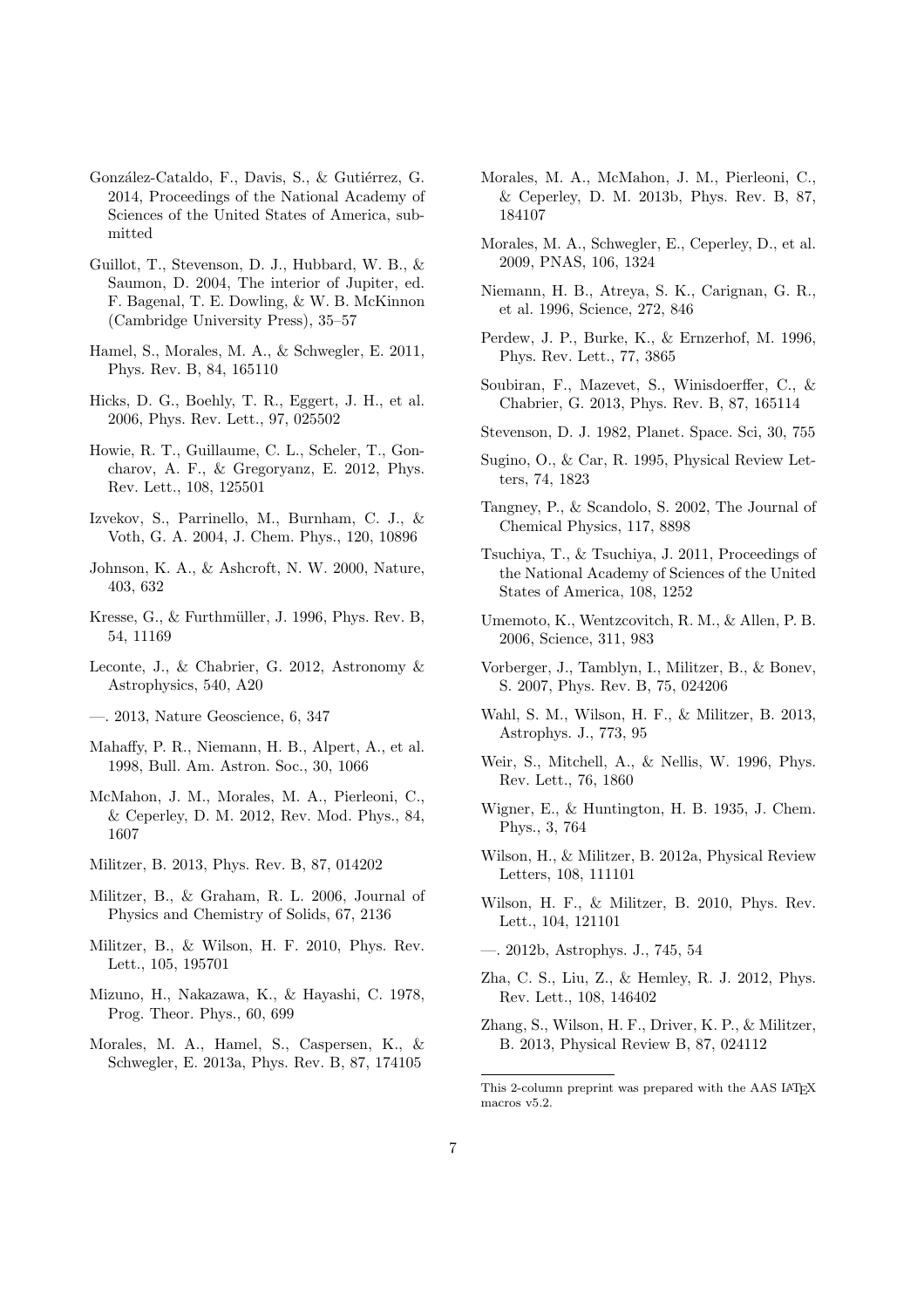González-Cataldo, F., Davis, S., & Gutiérrez, G. 2014, Proceedings of the National Academy of Sciences of the United States of America, submitted

Guillot, T., Stevenson, D. J., Hubbard, W. B., & Saumon, D. 2004, The interior of Jupiter, ed. F. Bagenal, T. E. Dowling, & W. B. McKinnon (Cambridge University Press), 35–57

Hamel, S., Morales, M. A., & Schwegler, E. 2011, Phys. Rev. B, 84, 165110

Hicks, D. G., Boehly, T. R., Eggert, J. H., et al. 2006, Phys. Rev. Lett., 97, 025502

Howie, R. T., Guillaume, C. L., Scheler, T., Goncharov, A. F., & Gregoryanz, E. 2012, Phys. Rev. Lett., 108, 125501

Izvekov, S., Parrinello, M., Burnham, C. J., & Voth, G. A. 2004, J. Chem. Phys., 120, 10896

Johnson, K. A., & Ashcroft, N. W. 2000, Nature, 403, 632

Kresse, G., & Furthmüller, J. 1996, Phys. Rev. B, 54, 11169

Leconte, J., & Chabrier, G. 2012, Astronomy & Astrophysics, 540, A20

—. 2013, Nature Geoscience, 6, 347

Mahaffy, P. R., Niemann, H. B., Alpert, A., et al. 1998, Bull. Am. Astron. Soc., 30, 1066

McMahon, J. M., Morales, M. A., Pierleoni, C., & Ceperley, D. M. 2012, Rev. Mod. Phys., 84, 1607

Militzer, B. 2013, Phys. Rev. B, 87, 014202

Militzer, B., & Graham, R. L. 2006, Journal of Physics and Chemistry of Solids, 67, 2136

Militzer, B., & Wilson, H. F. 2010, Phys. Rev. Lett., 105, 195701

Mizuno, H., Nakazawa, K., & Hayashi, C. 1978, Prog. Theor. Phys., 60, 699

Morales, M. A., Hamel, S., Caspersen, K., & Schwegler, E. 2013a, Phys. Rev. B, 87, 174105

Morales, M. A., McMahon, J. M., Pierleoni, C., & Ceperley, D. M. 2013b, Phys. Rev. B, 87, 184107

Morales, M. A., Schwegler, E., Ceperley, D., et al. 2009, PNAS, 106, 1324

Niemann, H. B., Atreya, S. K., Carignan, G. R., et al. 1996, Science, 272, 846

Perdew, J. P., Burke, K., & Ernzerhof, M. 1996, Phys. Rev. Lett., 77, 3865

Soubiran, F., Mazevet, S., Winisdoerffer, C., & Chabrier, G. 2013, Phys. Rev. B, 87, 165114

Stevenson, D. J. 1982, Planet. Space. Sci, 30, 755

Sugino, O., & Car, R. 1995, Physical Review Letters, 74, 1823

Tangney, P., & Scandolo, S. 2002, The Journal of Chemical Physics, 117, 8898

Tsuchiya, T., & Tsuchiya, J. 2011, Proceedings of the National Academy of Sciences of the United States of America, 108, 1252

Umemoto, K., Wentzcovitch, R. M., & Allen, P. B. 2006, Science, 311, 983

Vorberger, J., Tamblyn, I., Militzer, B., & Bonev, S. 2007, Phys. Rev. B, 75, 024206

Wahl, S. M., Wilson, H. F., & Militzer, B. 2013, Astrophys. J., 773, 95

Weir, S., Mitchell, A., & Nellis, W. 1996, Phys. Rev. Lett., 76, 1860

Wigner, E., & Huntington, H. B. 1935, J. Chem. Phys., 3, 764

Wilson, H., & Militzer, B. 2012a, Physical Review Letters, 108, 111101

Wilson, H. F., & Militzer, B. 2010, Phys. Rev. Lett., 104, 121101

—. 2012b, Astrophys. J., 745, 54

Zha, C. S., Liu, Z., & Hemley, R. J. 2012, Phys. Rev. Lett., 108, 146402

Zhang, S., Wilson, H. F., Driver, K. P., & Militzer, B. 2013, Physical Review B, 87, 024112

---

This 2-column preprint was prepared with the AAS LaTeX macros v5.2.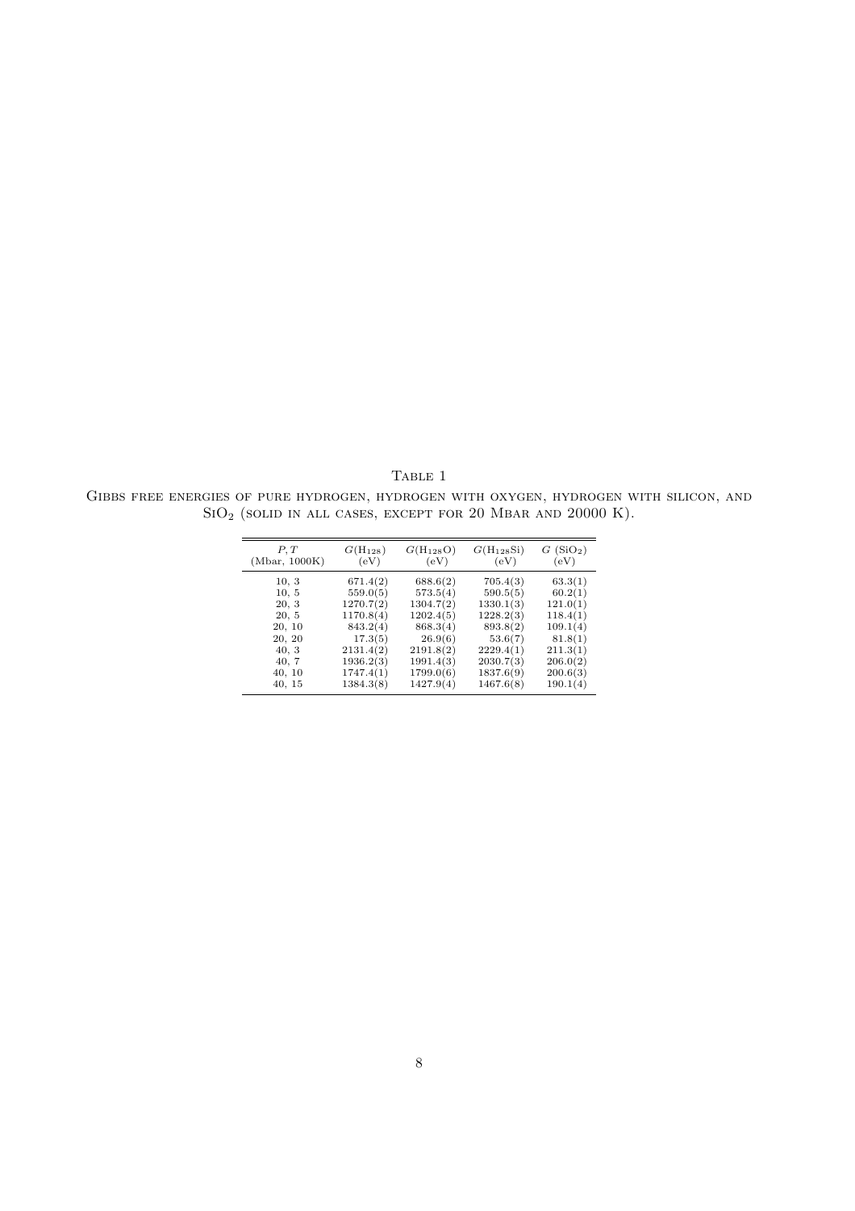Table 1

Gibbs free energies of pure hydrogen, hydrogen with oxygen, hydrogen with silicon, and $SiO_2$ (solid in all cases, except for 20 Mbar and 20000 K).

| $P, T$ (Mbar, 1000K) | $G(H_{128})$ (eV) | $G(H_{128}O)$ (eV) | $G(H_{128}Si)$ (eV) | $G$ ($SiO_2$) (eV) |
|---|---|---|---|---|
| 10, 3 | 671.4(2) | 688.6(2) | 705.4(3) | 63.3(1) |
| 10, 5 | 559.0(5) | 573.5(4) | 590.5(5) | 60.2(1) |
| 20, 3 | 1270.7(2) | 1304.7(2) | 1330.1(3) | 121.0(1) |
| 20, 5 | 1170.8(4) | 1202.4(5) | 1228.2(3) | 118.4(1) |
| 20, 10 | 843.2(4) | 868.3(4) | 893.8(2) | 109.1(4) |
| 20, 20 | 17.3(5) | 26.9(6) | 53.6(7) | 81.8(1) |
| 40, 3 | 2131.4(2) | 2191.8(2) | 2229.4(1) | 211.3(1) |
| 40, 7 | 1936.2(3) | 1991.4(3) | 2030.7(3) | 206.0(2) |
| 40, 10 | 1747.4(1) | 1799.0(6) | 1837.6(9) | 200.6(3) |
| 40, 15 | 1384.3(8) | 1427.9(4) | 1467.6(8) | 190.1(4) |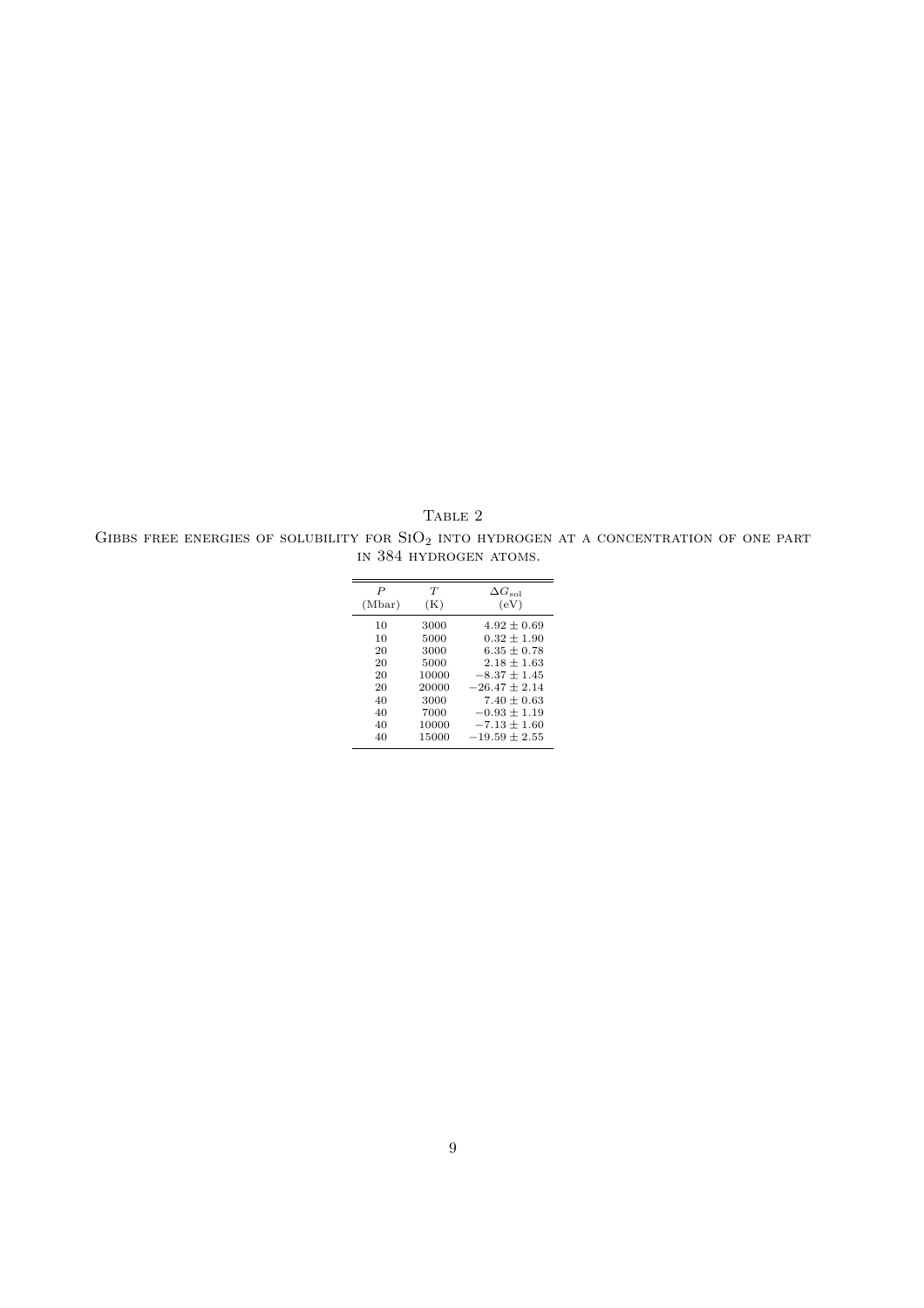Table 2

Gibbs free energies of solubility for $SiO_2$ into hydrogen at a concentration of one part in 384 hydrogen atoms.

| $P$ (Mbar) | $T$ (K) | $\Delta G_{\mathrm{sol}}$ (eV) |
|---|---|---|
| 10 | 3000 | $4.92 \pm 0.69$ |
| 10 | 5000 | $0.32 \pm 1.90$ |
| 20 | 3000 | $6.35 \pm 0.78$ |
| 20 | 5000 | $2.18 \pm 1.63$ |
| 20 | 10000 | $-8.37 \pm 1.45$ |
| 20 | 20000 | $-26.47 \pm 2.14$ |
| 40 | 3000 | $7.40 \pm 0.63$ |
| 40 | 7000 | $-0.93 \pm 1.19$ |
| 40 | 10000 | $-7.13 \pm 1.60$ |
| 40 | 15000 | $-19.59 \pm 2.55$ |